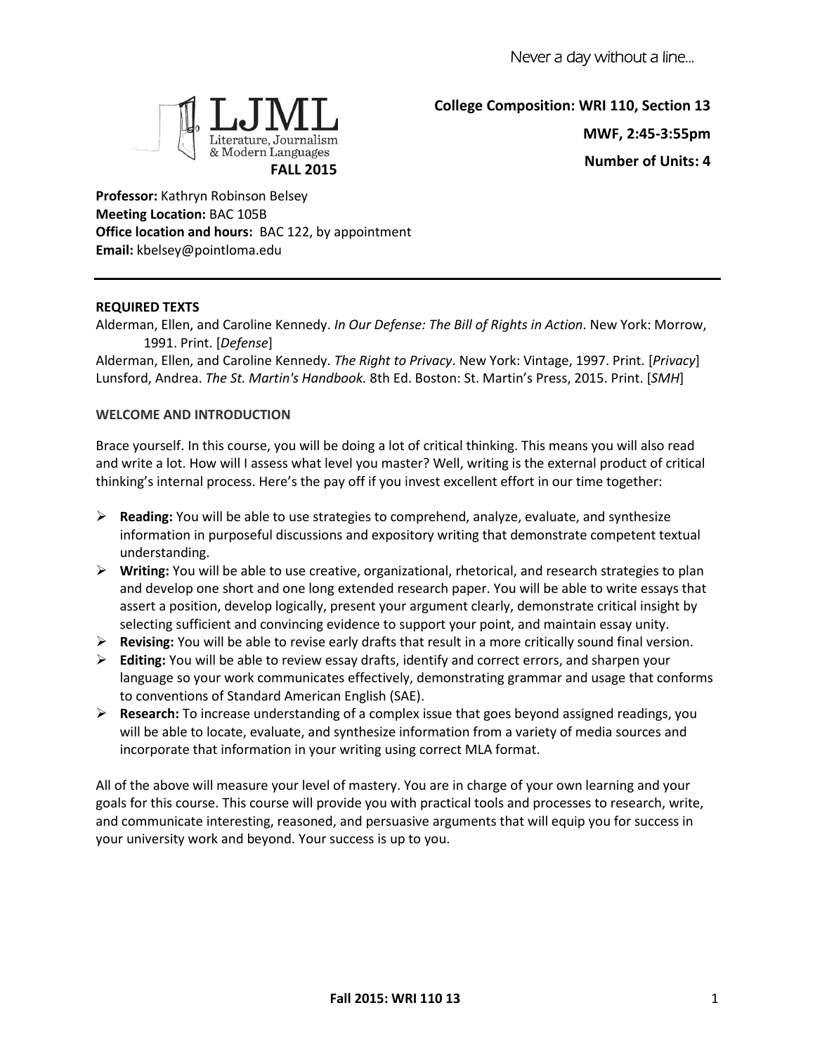Never a day without a line...

LJML
Literature, Journalism & Modern Languages

**FALL 2015**

**College Composition: WRI 110, Section 13**

**MWF, 2:45-3:55pm**

**Number of Units: 4**

**Professor:** Kathryn Robinson Belsey
**Meeting Location:** BAC 105B
**Office location and hours:** BAC 122, by appointment
**Email:** kbelsey@pointloma.edu

---

**REQUIRED TEXTS**

Alderman, Ellen, and Caroline Kennedy. *In Our Defense: The Bill of Rights in Action*. New York: Morrow, 1991. Print. [*Defense*]

Alderman, Ellen, and Caroline Kennedy. *The Right to Privacy*. New York: Vintage, 1997. Print. [*Privacy*]

Lunsford, Andrea. *The St. Martin's Handbook.* 8th Ed. Boston: St. Martin's Press, 2015. Print. [*SMH*]

**WELCOME AND INTRODUCTION**

Brace yourself. In this course, you will be doing a lot of critical thinking. This means you will also read and write a lot. How will I assess what level you master? Well, writing is the external product of critical thinking's internal process. Here's the pay off if you invest excellent effort in our time together:

- **Reading:** You will be able to use strategies to comprehend, analyze, evaluate, and synthesize information in purposeful discussions and expository writing that demonstrate competent textual understanding.
- **Writing:** You will be able to use creative, organizational, rhetorical, and research strategies to plan and develop one short and one long extended research paper. You will be able to write essays that assert a position, develop logically, present your argument clearly, demonstrate critical insight by selecting sufficient and convincing evidence to support your point, and maintain essay unity.
- **Revising:** You will be able to revise early drafts that result in a more critically sound final version.
- **Editing:** You will be able to review essay drafts, identify and correct errors, and sharpen your language so your work communicates effectively, demonstrating grammar and usage that conforms to conventions of Standard American English (SAE).
- **Research:** To increase understanding of a complex issue that goes beyond assigned readings, you will be able to locate, evaluate, and synthesize information from a variety of media sources and incorporate that information in your writing using correct MLA format.

All of the above will measure your level of mastery. You are in charge of your own learning and your goals for this course. This course will provide you with practical tools and processes to research, write, and communicate interesting, reasoned, and persuasive arguments that will equip you for success in your university work and beyond. Your success is up to you.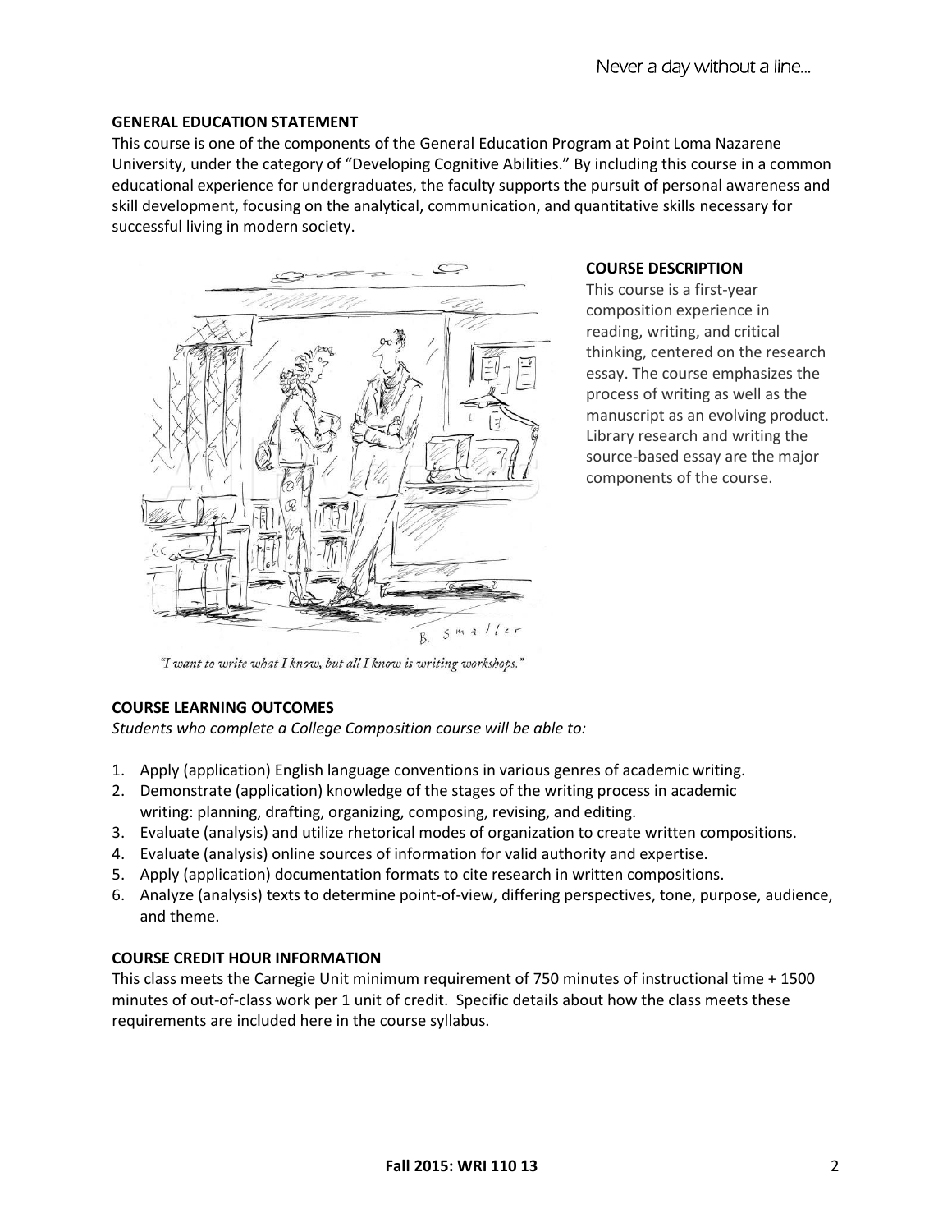## GENERAL EDUCATION STATEMENT

This course is one of the components of the General Education Program at Point Loma Nazarene University, under the category of "Developing Cognitive Abilities." By including this course in a common educational experience for undergraduates, the faculty supports the pursuit of personal awareness and skill development, focusing on the analytical, communication, and quantitative skills necessary for successful living in modern society.

## COURSE DESCRIPTION

This course is a first-year composition experience in reading, writing, and critical thinking, centered on the research essay. The course emphasizes the process of writing as well as the manuscript as an evolving product. Library research and writing the source-based essay are the major components of the course.

*"I want to write what I know, but all I know is writing workshops."*

## COURSE LEARNING OUTCOMES

*Students who complete a College Composition course will be able to:*

1. Apply (application) English language conventions in various genres of academic writing.
2. Demonstrate (application) knowledge of the stages of the writing process in academic writing: planning, drafting, organizing, composing, revising, and editing.
3. Evaluate (analysis) and utilize rhetorical modes of organization to create written compositions.
4. Evaluate (analysis) online sources of information for valid authority and expertise.
5. Apply (application) documentation formats to cite research in written compositions.
6. Analyze (analysis) texts to determine point-of-view, differing perspectives, tone, purpose, audience, and theme.

## COURSE CREDIT HOUR INFORMATION

This class meets the Carnegie Unit minimum requirement of 750 minutes of instructional time + 1500 minutes of out-of-class work per 1 unit of credit. Specific details about how the class meets these requirements are included here in the course syllabus.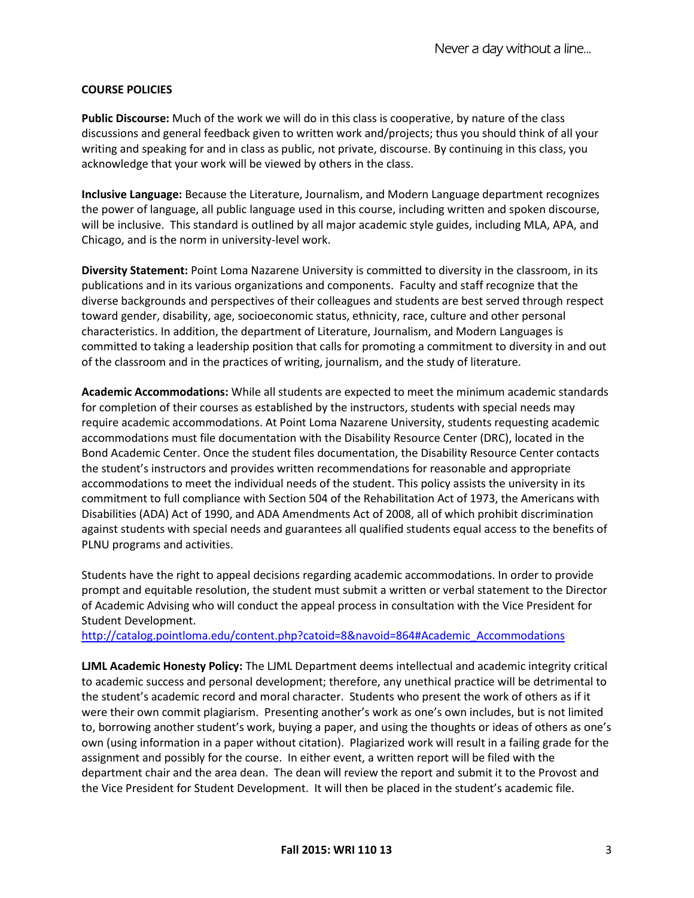**COURSE POLICIES**

**Public Discourse:** Much of the work we will do in this class is cooperative, by nature of the class discussions and general feedback given to written work and/projects; thus you should think of all your writing and speaking for and in class as public, not private, discourse. By continuing in this class, you acknowledge that your work will be viewed by others in the class.

**Inclusive Language:** Because the Literature, Journalism, and Modern Language department recognizes the power of language, all public language used in this course, including written and spoken discourse, will be inclusive. This standard is outlined by all major academic style guides, including MLA, APA, and Chicago, and is the norm in university-level work.

**Diversity Statement:** Point Loma Nazarene University is committed to diversity in the classroom, in its publications and in its various organizations and components. Faculty and staff recognize that the diverse backgrounds and perspectives of their colleagues and students are best served through respect toward gender, disability, age, socioeconomic status, ethnicity, race, culture and other personal characteristics. In addition, the department of Literature, Journalism, and Modern Languages is committed to taking a leadership position that calls for promoting a commitment to diversity in and out of the classroom and in the practices of writing, journalism, and the study of literature.

**Academic Accommodations:** While all students are expected to meet the minimum academic standards for completion of their courses as established by the instructors, students with special needs may require academic accommodations. At Point Loma Nazarene University, students requesting academic accommodations must file documentation with the Disability Resource Center (DRC), located in the Bond Academic Center. Once the student files documentation, the Disability Resource Center contacts the student's instructors and provides written recommendations for reasonable and appropriate accommodations to meet the individual needs of the student. This policy assists the university in its commitment to full compliance with Section 504 of the Rehabilitation Act of 1973, the Americans with Disabilities (ADA) Act of 1990, and ADA Amendments Act of 2008, all of which prohibit discrimination against students with special needs and guarantees all qualified students equal access to the benefits of PLNU programs and activities.

Students have the right to appeal decisions regarding academic accommodations. In order to provide prompt and equitable resolution, the student must submit a written or verbal statement to the Director of Academic Advising who will conduct the appeal process in consultation with the Vice President for Student Development.
[http://catalog.pointloma.edu/content.php?catoid=8&navoid=864#Academic_Accommodations](http://catalog.pointloma.edu/content.php?catoid=8&navoid=864#Academic_Accommodations)

**LJML Academic Honesty Policy:** The LJML Department deems intellectual and academic integrity critical to academic success and personal development; therefore, any unethical practice will be detrimental to the student's academic record and moral character. Students who present the work of others as if it were their own commit plagiarism. Presenting another's work as one's own includes, but is not limited to, borrowing another student's work, buying a paper, and using the thoughts or ideas of others as one's own (using information in a paper without citation). Plagiarized work will result in a failing grade for the assignment and possibly for the course. In either event, a written report will be filed with the department chair and the area dean. The dean will review the report and submit it to the Provost and the Vice President for Student Development. It will then be placed in the student's academic file.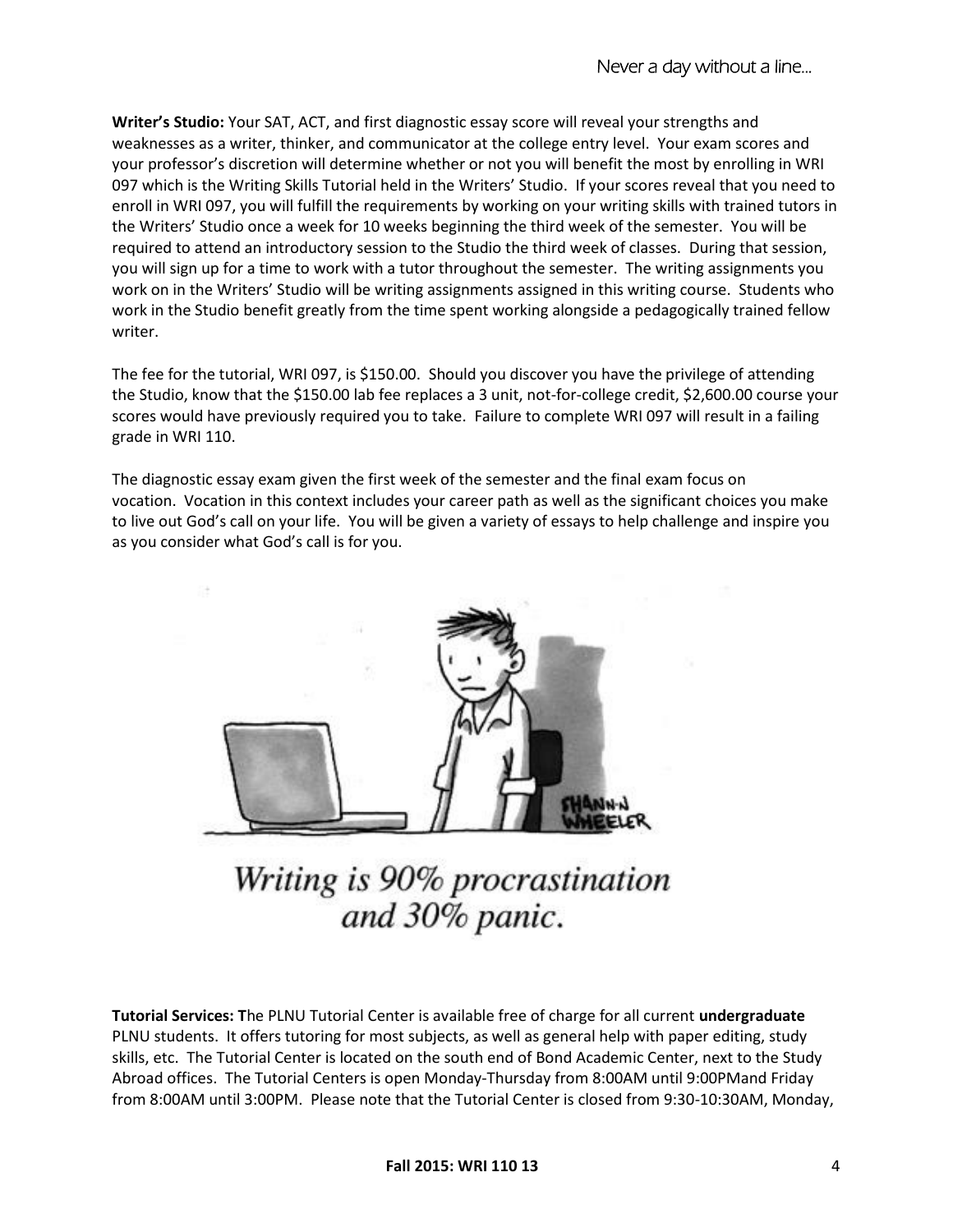**Writer's Studio:** Your SAT, ACT, and first diagnostic essay score will reveal your strengths and weaknesses as a writer, thinker, and communicator at the college entry level. Your exam scores and your professor's discretion will determine whether or not you will benefit the most by enrolling in WRI 097 which is the Writing Skills Tutorial held in the Writers' Studio. If your scores reveal that you need to enroll in WRI 097, you will fulfill the requirements by working on your writing skills with trained tutors in the Writers' Studio once a week for 10 weeks beginning the third week of the semester. You will be required to attend an introductory session to the Studio the third week of classes. During that session, you will sign up for a time to work with a tutor throughout the semester. The writing assignments you work on in the Writers' Studio will be writing assignments assigned in this writing course. Students who work in the Studio benefit greatly from the time spent working alongside a pedagogically trained fellow writer.

The fee for the tutorial, WRI 097, is $150.00. Should you discover you have the privilege of attending the Studio, know that the $150.00 lab fee replaces a 3 unit, not-for-college credit, $2,600.00 course your scores would have previously required you to take. Failure to complete WRI 097 will result in a failing grade in WRI 110.

The diagnostic essay exam given the first week of the semester and the final exam focus on vocation. Vocation in this context includes your career path as well as the significant choices you make to live out God's call on your life. You will be given a variety of essays to help challenge and inspire you as you consider what God's call is for you.

*Writing is 90% procrastination and 30% panic.*

**Tutorial Services: T**he PLNU Tutorial Center is available free of charge for all current **undergraduate** PLNU students. It offers tutoring for most subjects, as well as general help with paper editing, study skills, etc. The Tutorial Center is located on the south end of Bond Academic Center, next to the Study Abroad offices. The Tutorial Centers is open Monday-Thursday from 8:00AM until 9:00PMand Friday from 8:00AM until 3:00PM. Please note that the Tutorial Center is closed from 9:30-10:30AM, Monday,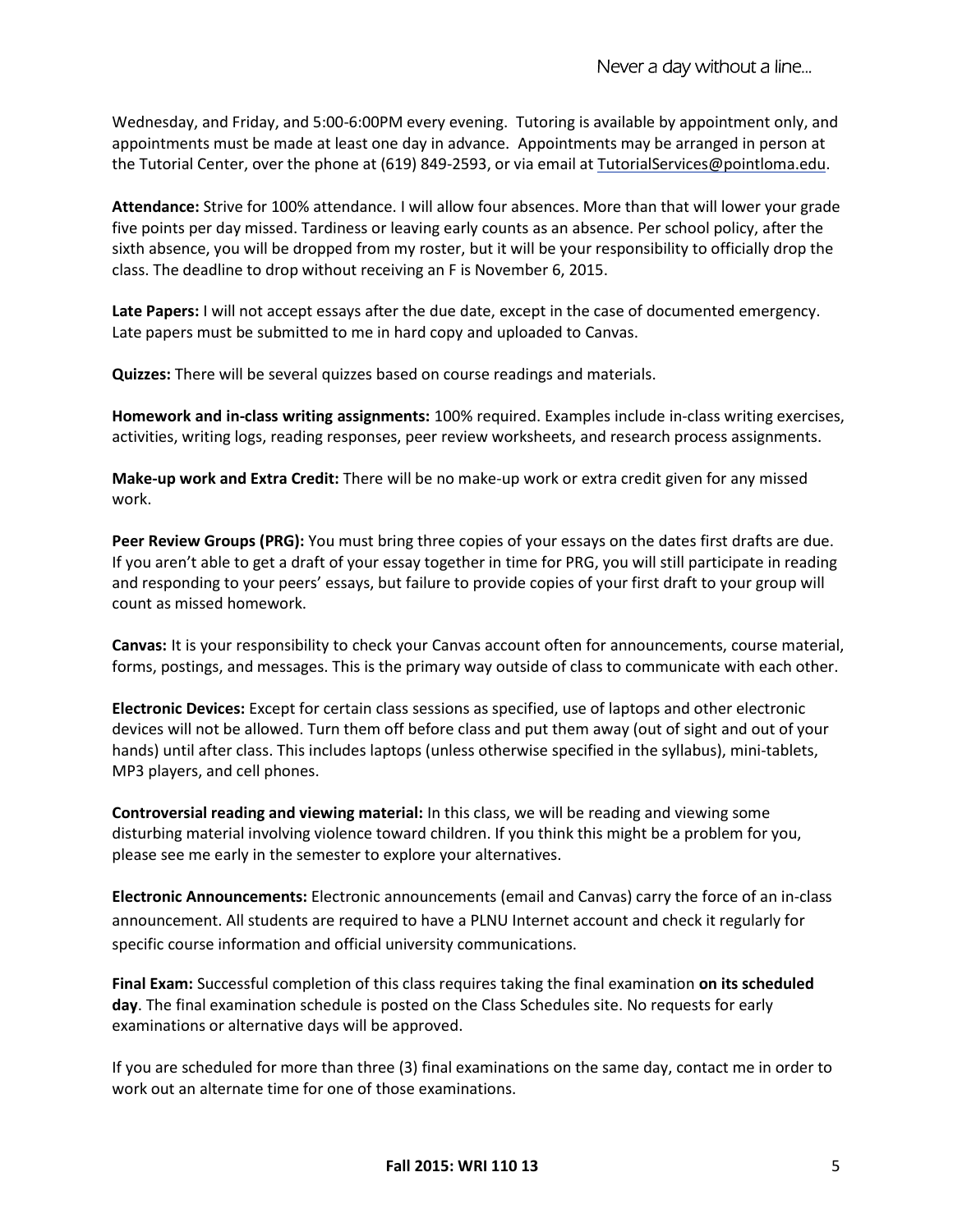Wednesday, and Friday, and 5:00-6:00PM every evening. Tutoring is available by appointment only, and appointments must be made at least one day in advance. Appointments may be arranged in person at the Tutorial Center, over the phone at (619) 849-2593, or via email at TutorialServices@pointloma.edu.

**Attendance:** Strive for 100% attendance. I will allow four absences. More than that will lower your grade five points per day missed. Tardiness or leaving early counts as an absence. Per school policy, after the sixth absence, you will be dropped from my roster, but it will be your responsibility to officially drop the class. The deadline to drop without receiving an F is November 6, 2015.

**Late Papers:** I will not accept essays after the due date, except in the case of documented emergency. Late papers must be submitted to me in hard copy and uploaded to Canvas.

**Quizzes:** There will be several quizzes based on course readings and materials.

**Homework and in-class writing assignments:** 100% required. Examples include in-class writing exercises, activities, writing logs, reading responses, peer review worksheets, and research process assignments.

**Make-up work and Extra Credit:** There will be no make-up work or extra credit given for any missed work.

**Peer Review Groups (PRG):** You must bring three copies of your essays on the dates first drafts are due. If you aren't able to get a draft of your essay together in time for PRG, you will still participate in reading and responding to your peers' essays, but failure to provide copies of your first draft to your group will count as missed homework.

**Canvas:** It is your responsibility to check your Canvas account often for announcements, course material, forms, postings, and messages. This is the primary way outside of class to communicate with each other.

**Electronic Devices:** Except for certain class sessions as specified, use of laptops and other electronic devices will not be allowed. Turn them off before class and put them away (out of sight and out of your hands) until after class. This includes laptops (unless otherwise specified in the syllabus), mini-tablets, MP3 players, and cell phones.

**Controversial reading and viewing material:** In this class, we will be reading and viewing some disturbing material involving violence toward children. If you think this might be a problem for you, please see me early in the semester to explore your alternatives.

**Electronic Announcements:** Electronic announcements (email and Canvas) carry the force of an in-class announcement. All students are required to have a PLNU Internet account and check it regularly for specific course information and official university communications.

**Final Exam:** Successful completion of this class requires taking the final examination **on its scheduled day**. The final examination schedule is posted on the Class Schedules site. No requests for early examinations or alternative days will be approved.

If you are scheduled for more than three (3) final examinations on the same day, contact me in order to work out an alternate time for one of those examinations.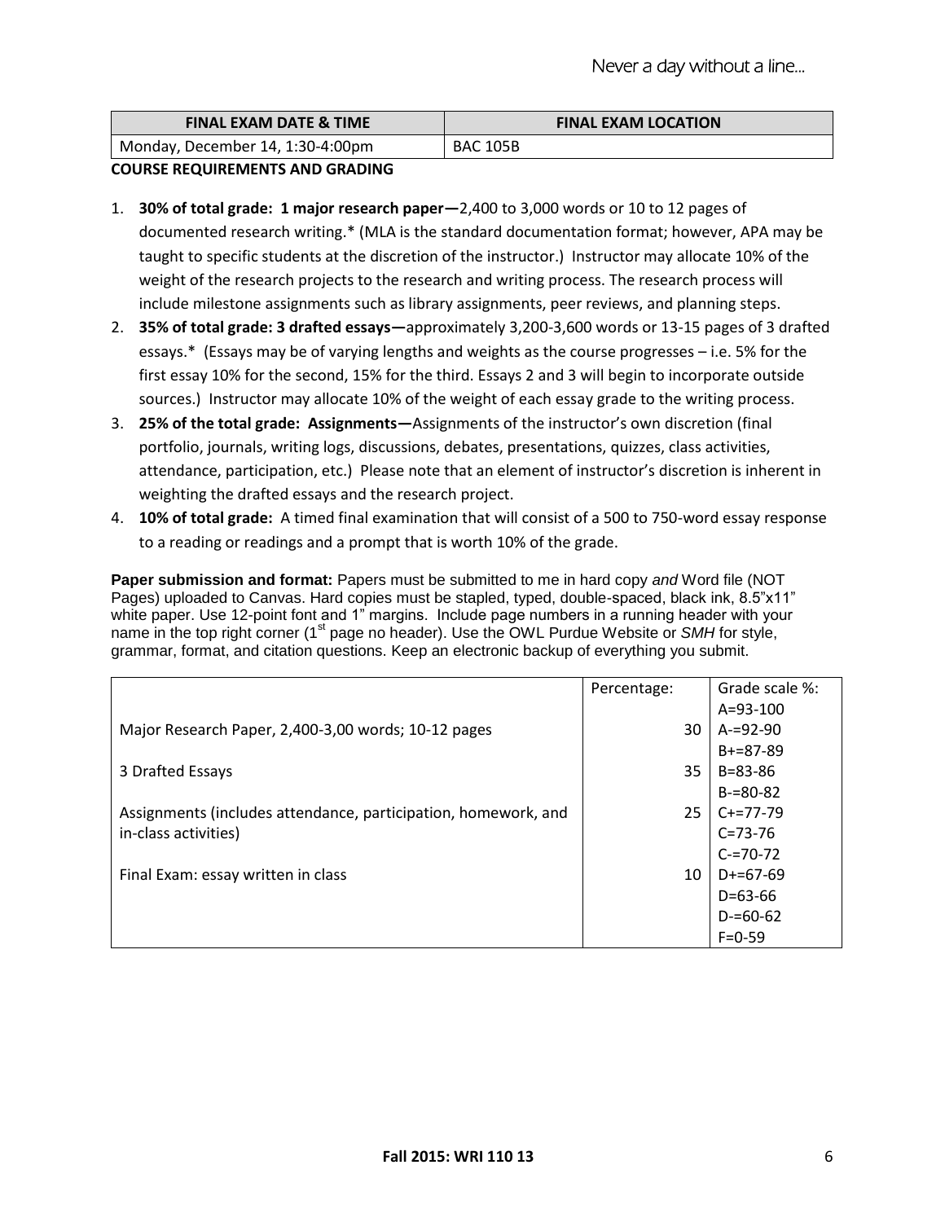| FINAL EXAM DATE & TIME | FINAL EXAM LOCATION |
|---|---|
| Monday, December 14, 1:30-4:00pm | BAC 105B |

**COURSE REQUIREMENTS AND GRADING**

1. **30% of total grade: 1 major research paper—**2,400 to 3,000 words or 10 to 12 pages of documented research writing.* (MLA is the standard documentation format; however, APA may be taught to specific students at the discretion of the instructor.) Instructor may allocate 10% of the weight of the research projects to the research and writing process. The research process will include milestone assignments such as library assignments, peer reviews, and planning steps.
2. **35% of total grade: 3 drafted essays—**approximately 3,200-3,600 words or 13-15 pages of 3 drafted essays.* (Essays may be of varying lengths and weights as the course progresses – i.e. 5% for the first essay 10% for the second, 15% for the third. Essays 2 and 3 will begin to incorporate outside sources.) Instructor may allocate 10% of the weight of each essay grade to the writing process.
3. **25% of the total grade: Assignments—**Assignments of the instructor's own discretion (final portfolio, journals, writing logs, discussions, debates, presentations, quizzes, class activities, attendance, participation, etc.) Please note that an element of instructor's discretion is inherent in weighting the drafted essays and the research project.
4. **10% of total grade:** A timed final examination that will consist of a 500 to 750-word essay response to a reading or readings and a prompt that is worth 10% of the grade.

**Paper submission and format:** Papers must be submitted to me in hard copy *and* Word file (NOT Pages) uploaded to Canvas. Hard copies must be stapled, typed, double-spaced, black ink, 8.5"x11" white paper. Use 12-point font and 1" margins. Include page numbers in a running header with your name in the top right corner (1st page no header). Use the OWL Purdue Website or *SMH* for style, grammar, format, and citation questions. Keep an electronic backup of everything you submit.

| | Percentage: | Grade scale %: |
|---|---|---|
| | | A=93-100 |
| Major Research Paper, 2,400-3,00 words; 10-12 pages | 30 | A-=92-90 |
| | | B+=87-89 |
| 3 Drafted Essays | 35 | B=83-86 |
| | | B-=80-82 |
| Assignments (includes attendance, participation, homework, and in-class activities) | 25 | C+=77-79 |
| | | C=73-76 |
| | | C-=70-72 |
| Final Exam: essay written in class | 10 | D+=67-69 |
| | | D=63-66 |
| | | D-=60-62 |
| | | F=0-59 |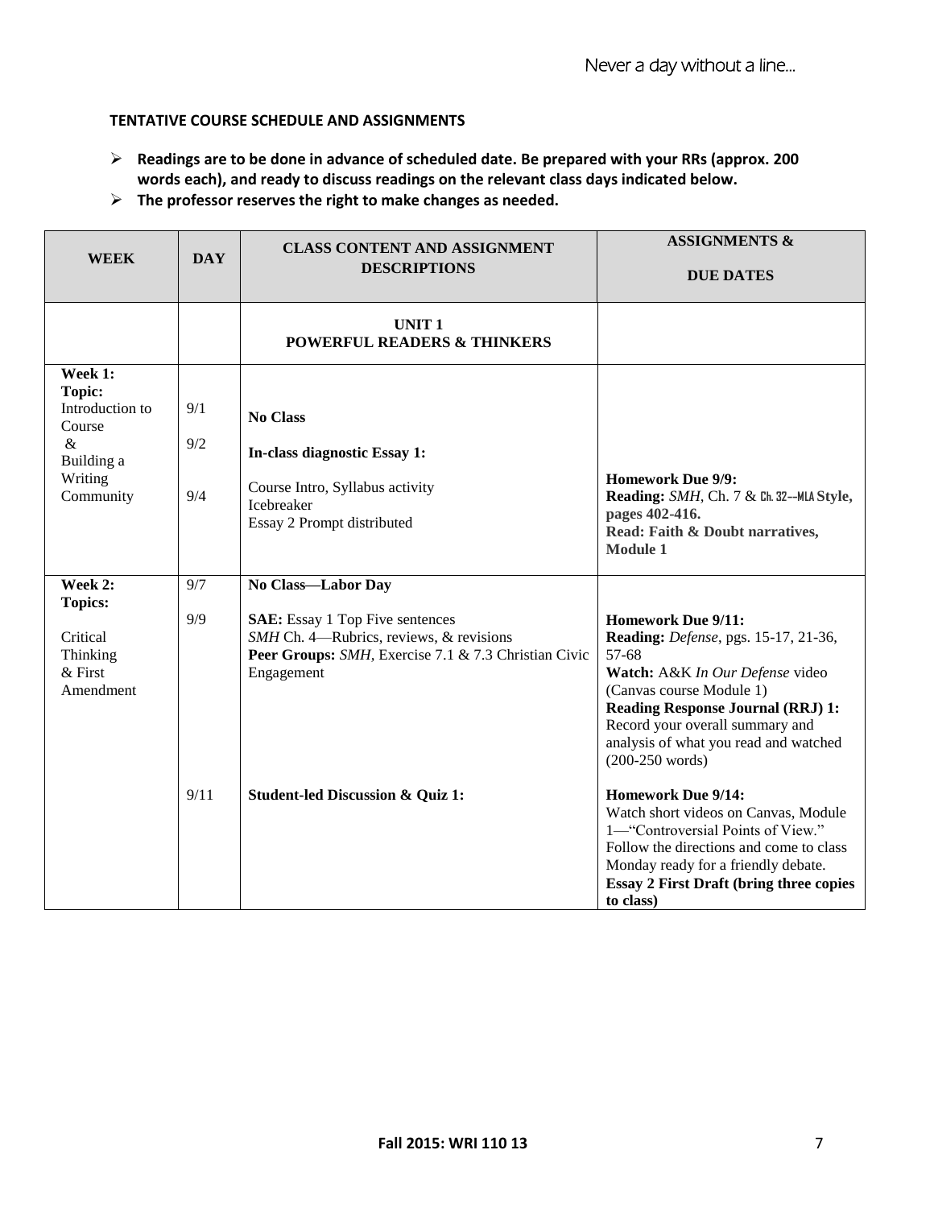**TENTATIVE COURSE SCHEDULE AND ASSIGNMENTS**

- **Readings are to be done in advance of scheduled date. Be prepared with your RRs (approx. 200 words each), and ready to discuss readings on the relevant class days indicated below.**
- **The professor reserves the right to make changes as needed.**

| WEEK | DAY | CLASS CONTENT AND ASSIGNMENT DESCRIPTIONS | ASSIGNMENTS & DUE DATES |
|---|---|---|---|
| | | **UNIT 1<br>POWERFUL READERS & THINKERS** | |
| **Week 1: Topic:** Introduction to Course & Building a Writing Community | 9/1<br>9/2<br>9/4 | **No Class**<br>**In-class diagnostic Essay 1:**<br>Course Intro, Syllabus activity<br>Icebreaker<br>Essay 2 Prompt distributed | **Homework Due 9/9:**<br>**Reading:** *SMH*, Ch. 7 & Ch. 32--MLA **Style, pages 402-416.**<br>**Read: Faith & Doubt narratives, Module 1** |
| **Week 2: Topics:**<br>Critical Thinking & First Amendment | 9/7<br>9/9 | **No Class—Labor Day**<br>**SAE:** Essay 1 Top Five sentences<br>*SMH* Ch. 4—Rubrics, reviews, & revisions<br>**Peer Groups:** *SMH*, Exercise 7.1 & 7.3 Christian Civic Engagement | **Homework Due 9/11:**<br>**Reading:** *Defense*, pgs. 15-17, 21-36, 57-68<br>**Watch:** A&K *In Our Defense* video (Canvas course Module 1)<br>**Reading Response Journal (RRJ) 1:** Record your overall summary and analysis of what you read and watched (200-250 words) |
| | 9/11 | **Student-led Discussion & Quiz 1:** | **Homework Due 9/14:**<br>Watch short videos on Canvas, Module 1—"Controversial Points of View." Follow the directions and come to class Monday ready for a friendly debate.<br>**Essay 2 First Draft (bring three copies to class)** |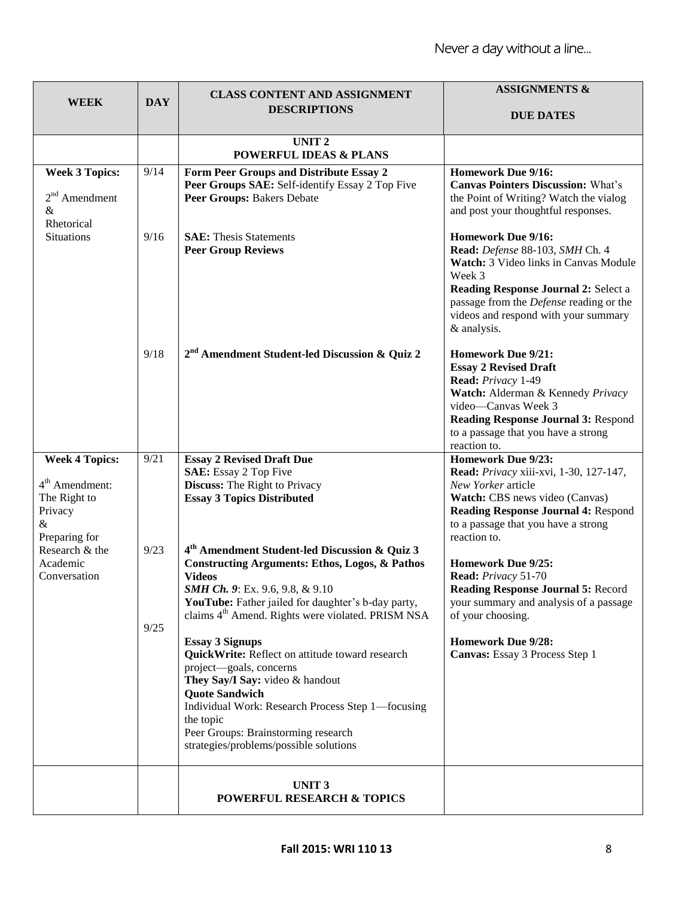| WEEK | DAY | CLASS CONTENT AND ASSIGNMENT DESCRIPTIONS | ASSIGNMENTS & DUE DATES |
|---|---|---|---|
| | | **UNIT 2**<br>**POWERFUL IDEAS & PLANS** | |
| **Week 3 Topics:**<br>2nd Amendment & Rhetorical Situations | 9/14 | **Form Peer Groups and Distribute Essay 2**<br>**Peer Groups SAE:** Self-identify Essay 2 Top Five<br>**Peer Groups:** Bakers Debate | **Homework Due 9/16:**<br>**Canvas Pointers Discussion:** What's the Point of Writing? Watch the vialog and post your thoughtful responses. |
| | 9/16 | **SAE:** Thesis Statements<br>**Peer Group Reviews** | **Homework Due 9/16:**<br>**Read:** *Defense* 88-103, *SMH* Ch. 4<br>**Watch:** 3 Video links in Canvas Module Week 3<br>**Reading Response Journal 2:** Select a passage from the *Defense* reading or the videos and respond with your summary & analysis. |
| | 9/18 | **2nd Amendment Student-led Discussion & Quiz 2** | **Homework Due 9/21:**<br>**Essay 2 Revised Draft**<br>**Read:** *Privacy* 1-49<br>**Watch:** Alderman & Kennedy *Privacy* video—Canvas Week 3<br>**Reading Response Journal 3:** Respond to a passage that you have a strong reaction to. |
| **Week 4 Topics:**<br>4th Amendment: The Right to Privacy & Preparing for Research & the Academic Conversation | 9/21 | **Essay 2 Revised Draft Due**<br>**SAE:** Essay 2 Top Five<br>**Discuss:** The Right to Privacy<br>**Essay 3 Topics Distributed** | **Homework Due 9/23:**<br>**Read:** *Privacy* xiii-xvi, 1-30, 127-147, *New Yorker* article<br>**Watch:** CBS news video (Canvas)<br>**Reading Response Journal 4:** Respond to a passage that you have a strong reaction to. |
| | 9/23 | **4th Amendment Student-led Discussion & Quiz 3**<br>**Constructing Arguments: Ethos, Logos, & Pathos Videos**<br>***SMH Ch. 9***: Ex. 9.6, 9.8, & 9.10<br>**YouTube:** Father jailed for daughter's b-day party, claims 4th Amend. Rights were violated. PRISM NSA | **Homework Due 9/25:**<br>**Read:** *Privacy* 51-70<br>**Reading Response Journal 5:** Record your summary and analysis of a passage of your choosing. |
| | 9/25 | **Essay 3 Signups**<br>**QuickWrite:** Reflect on attitude toward research project—goals, concerns<br>**They Say/I Say:** video & handout<br>**Quote Sandwich**<br>Individual Work: Research Process Step 1—focusing the topic<br>Peer Groups: Brainstorming research strategies/problems/possible solutions | **Homework Due 9/28:**<br>**Canvas:** Essay 3 Process Step 1 |
| | | **UNIT 3**<br>**POWERFUL RESEARCH & TOPICS** | |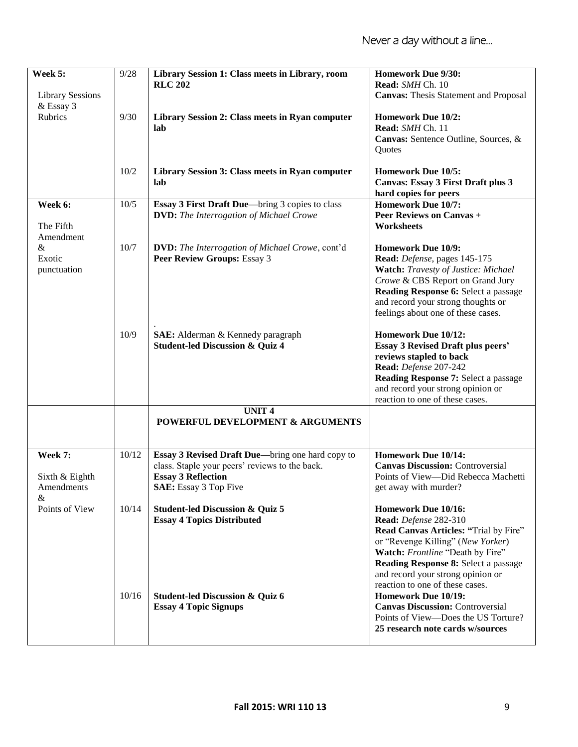| Week 5: Library Sessions & Essay 3 Rubrics | 9/28 | **Library Session 1: Class meets in Library, room RLC 202** | **Homework Due 9/30:** **Read:** *SMH* Ch. 10 **Canvas:** Thesis Statement and Proposal |
|---|---|---|---|
| | 9/30 | **Library Session 2: Class meets in Ryan computer lab** | **Homework Due 10/2:** **Read:** *SMH* Ch. 11 **Canvas:** Sentence Outline, Sources, & Quotes |
| | 10/2 | **Library Session 3: Class meets in Ryan computer lab** | **Homework Due 10/5:** **Canvas: Essay 3 First Draft plus 3 hard copies for peers** |
| **Week 6:** The Fifth Amendment & Exotic punctuation | 10/5 | **Essay 3 First Draft Due**—bring 3 copies to class **DVD:** *The Interrogation of Michael Crowe* | **Homework Due 10/7:** **Peer Reviews on Canvas + Worksheets** |
| | 10/7 | **DVD:** *The Interrogation of Michael Crowe*, cont'd **Peer Review Groups:** Essay 3 | **Homework Due 10/9:** **Read:** *Defense*, pages 145-175 **Watch:** *Travesty of Justice: Michael Crowe* & CBS Report on Grand Jury **Reading Response 6:** Select a passage and record your strong thoughts or feelings about one of these cases. |
| | 10/9 | **SAE:** Alderman & Kennedy paragraph **Student-led Discussion & Quiz 4** | **Homework Due 10/12:** **Essay 3 Revised Draft plus peers' reviews stapled to back** **Read:** *Defense* 207-242 **Reading Response 7:** Select a passage and record your strong opinion or reaction to one of these cases. |
| | | **UNIT 4** **POWERFUL DEVELOPMENT & ARGUMENTS** | |
| **Week 7:** Sixth & Eighth Amendments & Points of View | 10/12 | **Essay 3 Revised Draft Due**—bring one hard copy to class. Staple your peers' reviews to the back. **Essay 3 Reflection** **SAE:** Essay 3 Top Five | **Homework Due 10/14:** **Canvas Discussion:** Controversial Points of View—Did Rebecca Machetti get away with murder? |
| | 10/14 | **Student-led Discussion & Quiz 5** **Essay 4 Topics Distributed** | **Homework Due 10/16:** **Read:** *Defense* 282-310 **Read Canvas Articles: "**Trial by Fire" or "Revenge Killing" (*New Yorker*) **Watch:** *Frontline* "Death by Fire" **Reading Response 8:** Select a passage and record your strong opinion or reaction to one of these cases. |
| | 10/16 | **Student-led Discussion & Quiz 6** **Essay 4 Topic Signups** | **Homework Due 10/19:** **Canvas Discussion:** Controversial Points of View—Does the US Torture? **25 research note cards w/sources** |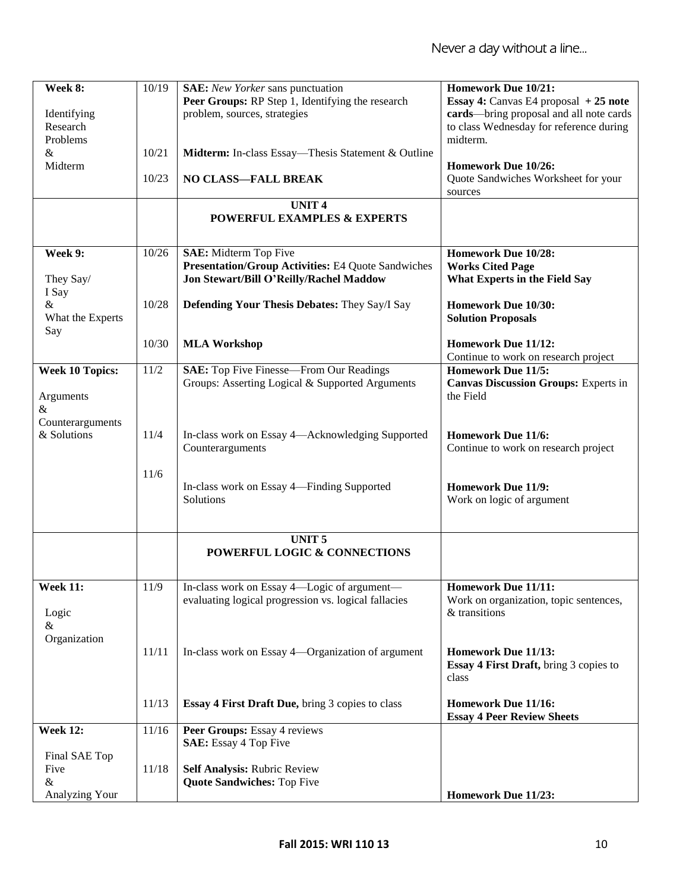| Week 8: Identifying Research Problems & Midterm | 10/19 | **SAE:** *New Yorker* sans punctuation<br>**Peer Groups:** RP Step 1, Identifying the research problem, sources, strategies | **Homework Due 10/21:**<br>**Essay 4:** Canvas E4 proposal **+ 25 note cards**—bring proposal and all note cards to class Wednesday for reference during midterm. |
|---|---|---|---|
| | 10/21 | **Midterm:** In-class Essay—Thesis Statement & Outline | **Homework Due 10/26:**<br>Quote Sandwiches Worksheet for your sources |
| | 10/23 | **NO CLASS—FALL BREAK** | |
| | | **UNIT 4**<br>**POWERFUL EXAMPLES & EXPERTS** | |
| **Week 9:** They Say/ I Say & What the Experts Say | 10/26 | **SAE:** Midterm Top Five<br>**Presentation/Group Activities:** E4 Quote Sandwiches<br>**Jon Stewart/Bill O'Reilly/Rachel Maddow** | **Homework Due 10/28:**<br>**Works Cited Page**<br>**What Experts in the Field Say** |
| | 10/28 | **Defending Your Thesis Debates:** They Say/I Say | **Homework Due 10/30:**<br>**Solution Proposals** |
| | 10/30 | **MLA Workshop** | **Homework Due 11/12:**<br>Continue to work on research project |
| **Week 10 Topics:** Arguments & Counterarguments & Solutions | 11/2 | **SAE:** Top Five Finesse—From Our Readings<br>Groups: Asserting Logical & Supported Arguments | **Homework Due 11/5:**<br>**Canvas Discussion Groups:** Experts in the Field |
| | 11/4 | In-class work on Essay 4—Acknowledging Supported Counterarguments | **Homework Due 11/6:**<br>Continue to work on research project |
| | 11/6 | In-class work on Essay 4—Finding Supported Solutions | **Homework Due 11/9:**<br>Work on logic of argument |
| | | **UNIT 5**<br>**POWERFUL LOGIC & CONNECTIONS** | |
| **Week 11:** Logic & Organization | 11/9 | In-class work on Essay 4—Logic of argument—evaluating logical progression vs. logical fallacies | **Homework Due 11/11:**<br>Work on organization, topic sentences, & transitions |
| | 11/11 | In-class work on Essay 4—Organization of argument | **Homework Due 11/13:**<br>**Essay 4 First Draft,** bring 3 copies to class |
| | 11/13 | **Essay 4 First Draft Due,** bring 3 copies to class | **Homework Due 11/16:**<br>**Essay 4 Peer Review Sheets** |
| **Week 12:** Final SAE Top Five & Analyzing Your | 11/16 | **Peer Groups:** Essay 4 reviews<br>**SAE:** Essay 4 Top Five | |
| | 11/18 | **Self Analysis:** Rubric Review<br>**Quote Sandwiches:** Top Five | **Homework Due 11/23:** |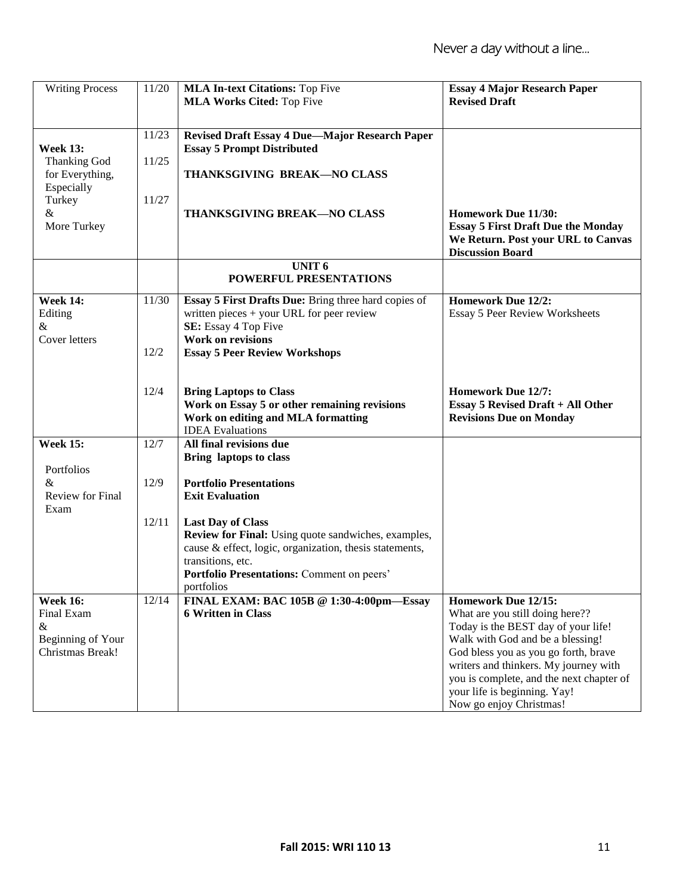| | | | |
|---|---|---|---|
| Writing Process | 11/20 | **MLA In-text Citations:** Top Five<br>**MLA Works Cited:** Top Five | **Essay 4 Major Research Paper Revised Draft** |
| **Week 13:**<br>Thanking God for Everything, Especially Turkey & More Turkey | 11/23<br><br>11/25<br><br>11/27 | **Revised Draft Essay 4 Due—Major Research Paper**<br>**Essay 5 Prompt Distributed**<br><br>**THANKSGIVING BREAK—NO CLASS**<br><br>**THANKSGIVING BREAK—NO CLASS** | **Homework Due 11/30:**<br>**Essay 5 First Draft Due the Monday We Return. Post your URL to Canvas Discussion Board** |
| | | **UNIT 6**<br>**POWERFUL PRESENTATIONS** | |
| **Week 14:**<br>Editing<br>&<br>Cover letters | 11/30<br><br><br><br>12/2<br><br>12/4 | **Essay 5 First Drafts Due:** Bring three hard copies of written pieces + your URL for peer review<br>**SE:** Essay 4 Top Five<br>**Work on revisions**<br>**Essay 5 Peer Review Workshops**<br><br>**Bring Laptops to Class**<br>**Work on Essay 5 or other remaining revisions**<br>**Work on editing and MLA formatting**<br>IDEA Evaluations | **Homework Due 12/2:**<br>Essay 5 Peer Review Worksheets<br><br>**Homework Due 12/7:**<br>**Essay 5 Revised Draft + All Other Revisions Due on Monday** |
| **Week 15:**<br>Portfolios<br>&<br>Review for Final Exam | 12/7<br><br>12/9<br><br>12/11 | **All final revisions due**<br>**Bring laptops to class**<br><br>**Portfolio Presentations**<br>**Exit Evaluation**<br><br>**Last Day of Class**<br>**Review for Final:** Using quote sandwiches, examples, cause & effect, logic, organization, thesis statements, transitions, etc.<br>**Portfolio Presentations:** Comment on peers' portfolios | |
| **Week 16:**<br>Final Exam<br>&<br>Beginning of Your Christmas Break! | 12/14 | **FINAL EXAM: BAC 105B @ 1:30-4:00pm—Essay 6 Written in Class** | **Homework Due 12/15:**<br>What are you still doing here??<br>Today is the BEST day of your life!<br>Walk with God and be a blessing!<br>God bless you as you go forth, brave writers and thinkers. My journey with you is complete, and the next chapter of your life is beginning. Yay!<br>Now go enjoy Christmas! |